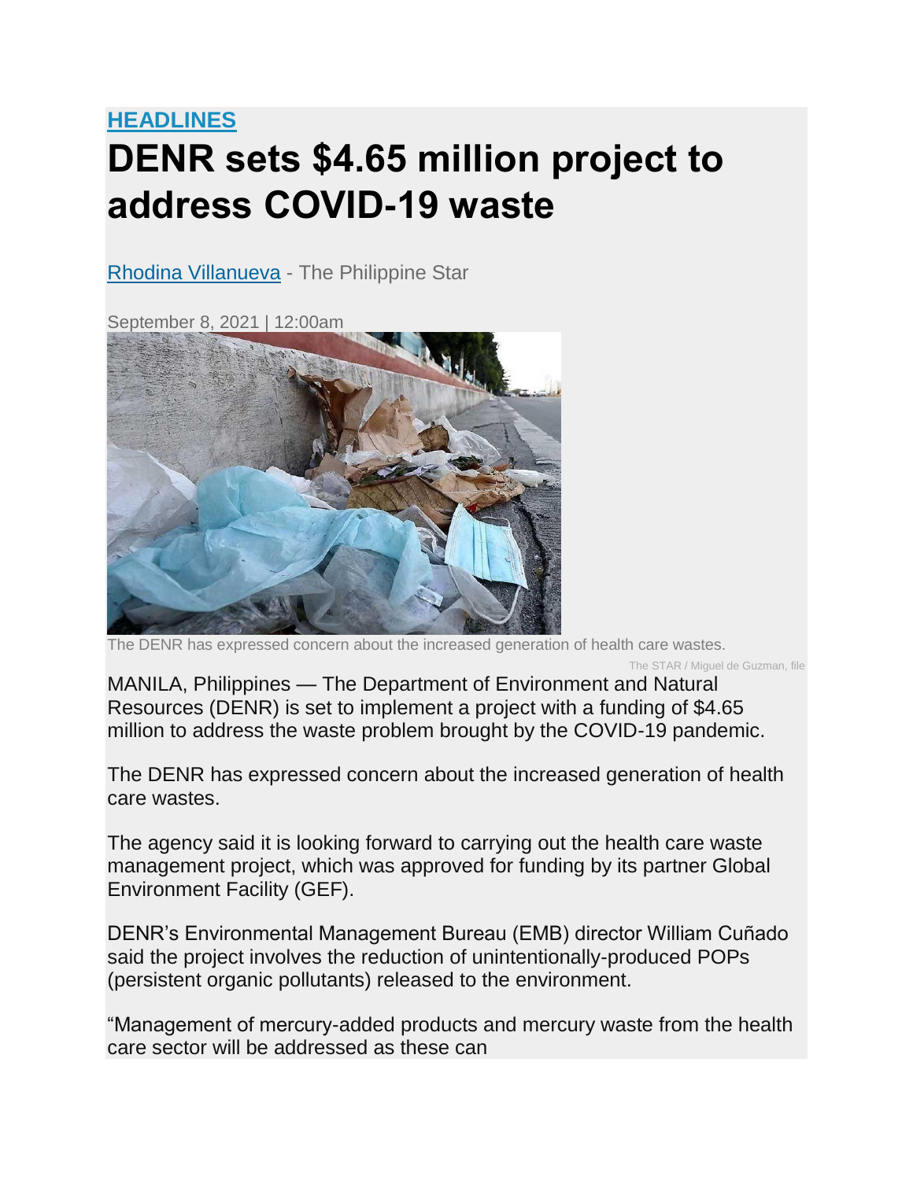**HEADLINES**

# DENR sets $4.65 million project to address COVID-19 waste

Rhodina Villanueva - The Philippine Star

September 8, 2021 | 12:00am

The DENR has expressed concern about the increased generation of health care wastes.

The STAR / Miguel de Guzman, file

MANILA, Philippines — The Department of Environment and Natural Resources (DENR) is set to implement a project with a funding of $4.65 million to address the waste problem brought by the COVID-19 pandemic.

The DENR has expressed concern about the increased generation of health care wastes.

The agency said it is looking forward to carrying out the health care waste management project, which was approved for funding by its partner Global Environment Facility (GEF).

DENR's Environmental Management Bureau (EMB) director William Cuñado said the project involves the reduction of unintentionally-produced POPs (persistent organic pollutants) released to the environment.

"Management of mercury-added products and mercury waste from the health care sector will be addressed as these can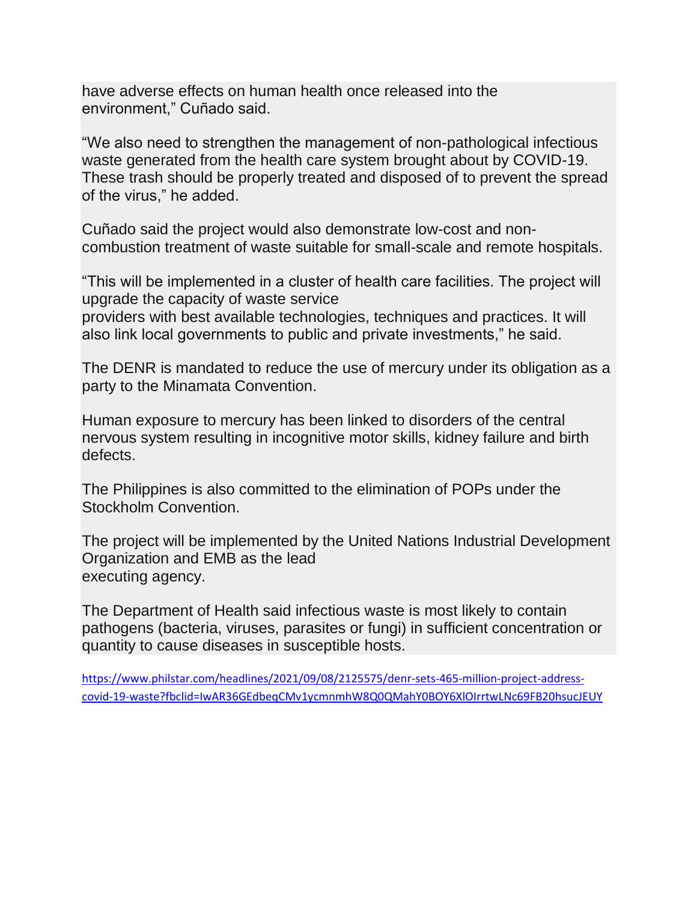have adverse effects on human health once released into the environment," Cuñado said.

"We also need to strengthen the management of non-pathological infectious waste generated from the health care system brought about by COVID-19. These trash should be properly treated and disposed of to prevent the spread of the virus," he added.

Cuñado said the project would also demonstrate low-cost and non-combustion treatment of waste suitable for small-scale and remote hospitals.

"This will be implemented in a cluster of health care facilities. The project will upgrade the capacity of waste service providers with best available technologies, techniques and practices. It will also link local governments to public and private investments," he said.

The DENR is mandated to reduce the use of mercury under its obligation as a party to the Minamata Convention.

Human exposure to mercury has been linked to disorders of the central nervous system resulting in incognitive motor skills, kidney failure and birth defects.

The Philippines is also committed to the elimination of POPs under the Stockholm Convention.

The project will be implemented by the United Nations Industrial Development Organization and EMB as the lead executing agency.

The Department of Health said infectious waste is most likely to contain pathogens (bacteria, viruses, parasites or fungi) in sufficient concentration or quantity to cause diseases in susceptible hosts.

https://www.philstar.com/headlines/2021/09/08/2125575/denr-sets-465-million-project-address-covid-19-waste?fbclid=IwAR36GEdbeqCMv1ycmnmhW8Q0QMahY0BOY6XlOIrrtwLNc69FB20hsucJEUY